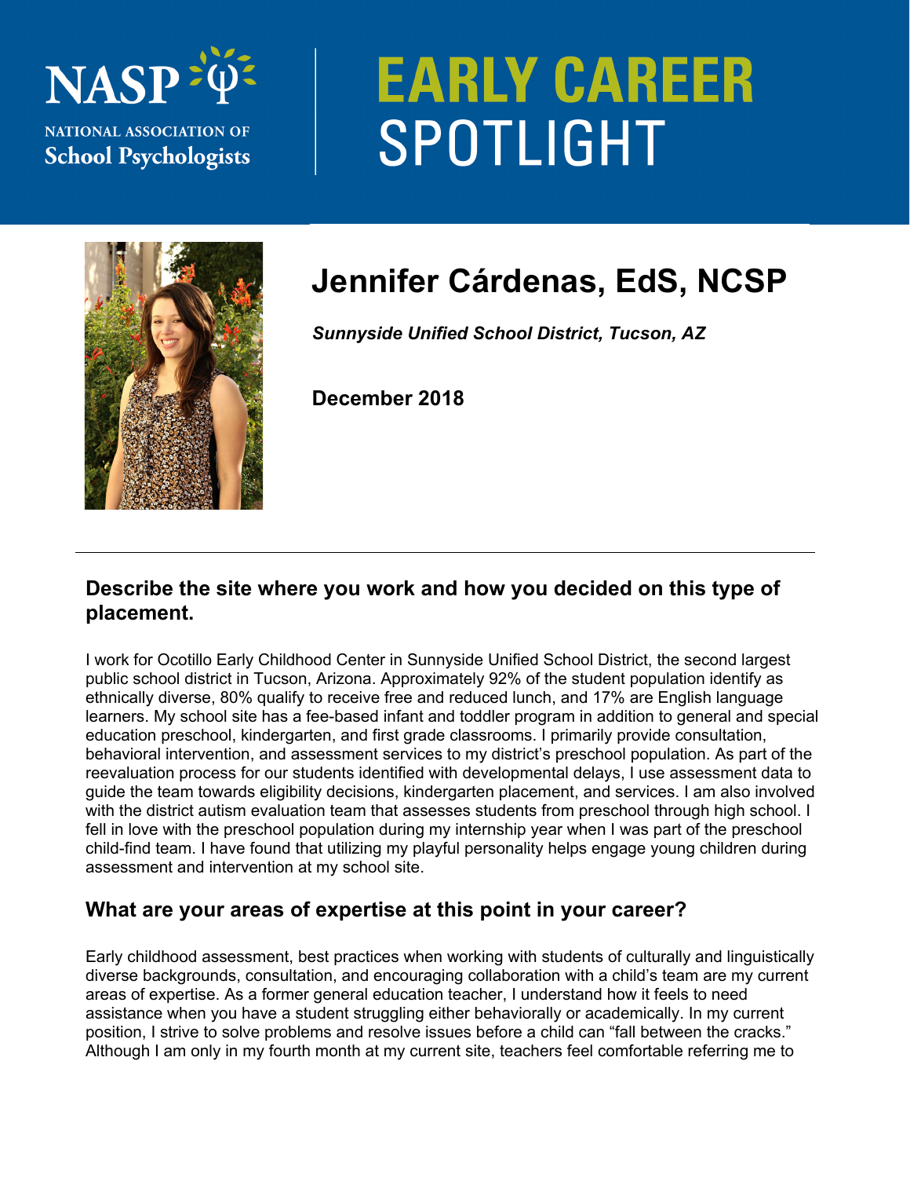# EARLY CAREER SPOTLIGHT

NASP — NATIONAL ASSOCIATION OF School Psychologists

## Jennifer Cárdenas, EdS, NCSP

***Sunnyside Unified School District, Tucson, AZ***

**December 2018**

---

### Describe the site where you work and how you decided on this type of placement.

I work for Ocotillo Early Childhood Center in Sunnyside Unified School District, the second largest public school district in Tucson, Arizona. Approximately 92% of the student population identify as ethnically diverse, 80% qualify to receive free and reduced lunch, and 17% are English language learners. My school site has a fee-based infant and toddler program in addition to general and special education preschool, kindergarten, and first grade classrooms. I primarily provide consultation, behavioral intervention, and assessment services to my district's preschool population. As part of the reevaluation process for our students identified with developmental delays, I use assessment data to guide the team towards eligibility decisions, kindergarten placement, and services. I am also involved with the district autism evaluation team that assesses students from preschool through high school. I fell in love with the preschool population during my internship year when I was part of the preschool child-find team. I have found that utilizing my playful personality helps engage young children during assessment and intervention at my school site.

### What are your areas of expertise at this point in your career?

Early childhood assessment, best practices when working with students of culturally and linguistically diverse backgrounds, consultation, and encouraging collaboration with a child's team are my current areas of expertise. As a former general education teacher, I understand how it feels to need assistance when you have a student struggling either behaviorally or academically. In my current position, I strive to solve problems and resolve issues before a child can "fall between the cracks." Although I am only in my fourth month at my current site, teachers feel comfortable referring me to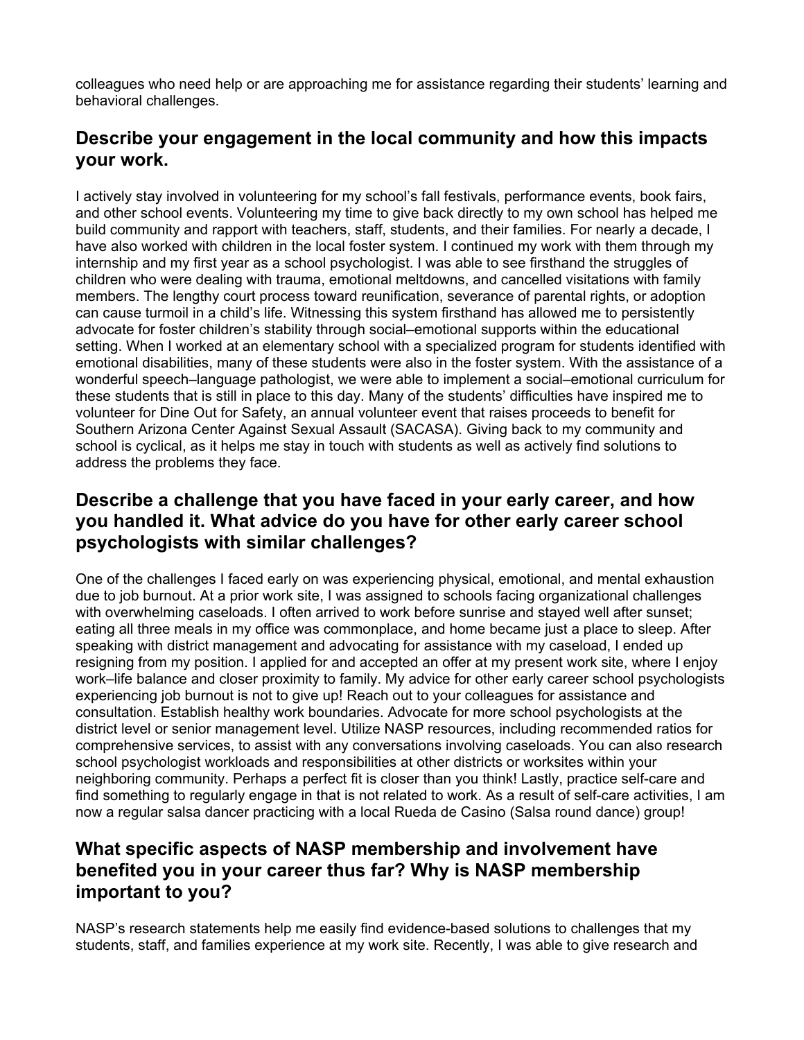colleagues who need help or are approaching me for assistance regarding their students' learning and behavioral challenges.

## Describe your engagement in the local community and how this impacts your work.

I actively stay involved in volunteering for my school's fall festivals, performance events, book fairs, and other school events. Volunteering my time to give back directly to my own school has helped me build community and rapport with teachers, staff, students, and their families. For nearly a decade, I have also worked with children in the local foster system. I continued my work with them through my internship and my first year as a school psychologist. I was able to see firsthand the struggles of children who were dealing with trauma, emotional meltdowns, and cancelled visitations with family members. The lengthy court process toward reunification, severance of parental rights, or adoption can cause turmoil in a child's life. Witnessing this system firsthand has allowed me to persistently advocate for foster children's stability through social–emotional supports within the educational setting. When I worked at an elementary school with a specialized program for students identified with emotional disabilities, many of these students were also in the foster system. With the assistance of a wonderful speech–language pathologist, we were able to implement a social–emotional curriculum for these students that is still in place to this day. Many of the students' difficulties have inspired me to volunteer for Dine Out for Safety, an annual volunteer event that raises proceeds to benefit for Southern Arizona Center Against Sexual Assault (SACASA). Giving back to my community and school is cyclical, as it helps me stay in touch with students as well as actively find solutions to address the problems they face.

## Describe a challenge that you have faced in your early career, and how you handled it. What advice do you have for other early career school psychologists with similar challenges?

One of the challenges I faced early on was experiencing physical, emotional, and mental exhaustion due to job burnout. At a prior work site, I was assigned to schools facing organizational challenges with overwhelming caseloads. I often arrived to work before sunrise and stayed well after sunset; eating all three meals in my office was commonplace, and home became just a place to sleep. After speaking with district management and advocating for assistance with my caseload, I ended up resigning from my position. I applied for and accepted an offer at my present work site, where I enjoy work–life balance and closer proximity to family. My advice for other early career school psychologists experiencing job burnout is not to give up! Reach out to your colleagues for assistance and consultation. Establish healthy work boundaries. Advocate for more school psychologists at the district level or senior management level. Utilize NASP resources, including recommended ratios for comprehensive services, to assist with any conversations involving caseloads. You can also research school psychologist workloads and responsibilities at other districts or worksites within your neighboring community. Perhaps a perfect fit is closer than you think! Lastly, practice self-care and find something to regularly engage in that is not related to work. As a result of self-care activities, I am now a regular salsa dancer practicing with a local Rueda de Casino (Salsa round dance) group!

## What specific aspects of NASP membership and involvement have benefited you in your career thus far? Why is NASP membership important to you?

NASP's research statements help me easily find evidence-based solutions to challenges that my students, staff, and families experience at my work site. Recently, I was able to give research and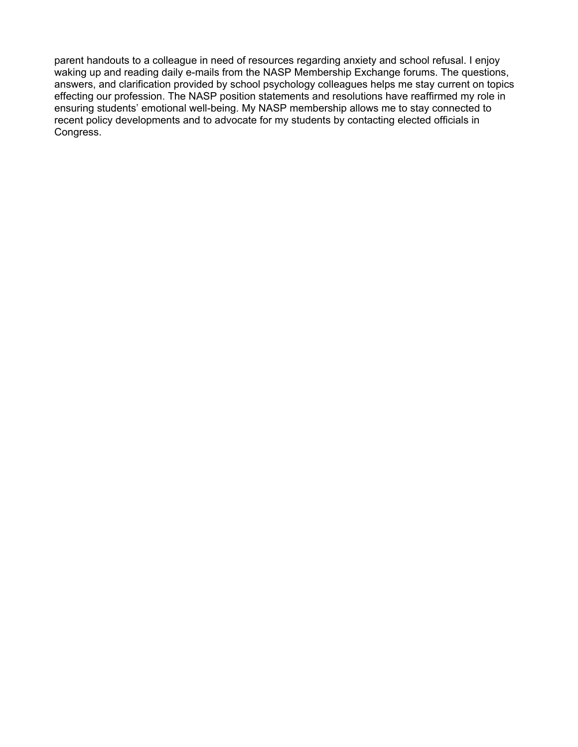parent handouts to a colleague in need of resources regarding anxiety and school refusal. I enjoy waking up and reading daily e-mails from the NASP Membership Exchange forums. The questions, answers, and clarification provided by school psychology colleagues helps me stay current on topics effecting our profession. The NASP position statements and resolutions have reaffirmed my role in ensuring students' emotional well-being. My NASP membership allows me to stay connected to recent policy developments and to advocate for my students by contacting elected officials in Congress.